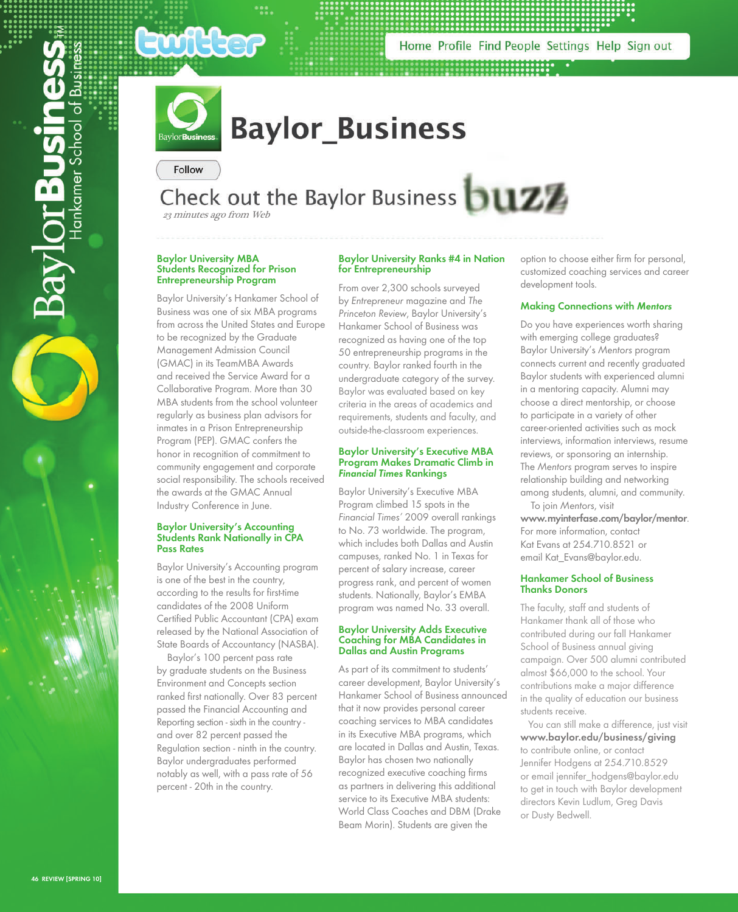# Baylor_Business

Follow

Check out the Baylor Business buzz

*23 minutes ago from Web*

### Baylor University MBA Students Recognized for Prison Entrepreneurship Program

Baylor University's Hankamer School of Business was one of six MBA programs from across the United States and Europe to be recognized by the Graduate Management Admission Council (GMAC) in its TeamMBA Awards and received the Service Award for a Collaborative Program. More than 30 MBA students from the school volunteer regularly as business plan advisors for inmates in a Prison Entrepreneurship Program (PEP). GMAC confers the honor in recognition of commitment to community engagement and corporate social responsibility. The schools received the awards at the GMAC Annual Industry Conference in June.

### Baylor University's Accounting Students Rank Nationally in CPA Pass Rates

Baylor University's Accounting program is one of the best in the country, according to the results for first-time candidates of the 2008 Uniform Certified Public Accountant (CPA) exam released by the National Association of State Boards of Accountancy (NASBA).

Baylor's 100 percent pass rate by graduate students on the Business Environment and Concepts section ranked first nationally. Over 83 percent passed the Financial Accounting and Reporting section - sixth in the country - and over 82 percent passed the Regulation section - ninth in the country. Baylor undergraduates performed notably as well, with a pass rate of 56 percent - 20th in the country.

### Baylor University Ranks #4 in Nation for Entrepreneurship

From over 2,300 schools surveyed by *Entrepreneur* magazine and *The Princeton Review*, Baylor University's Hankamer School of Business was recognized as having one of the top 50 entrepreneurship programs in the country. Baylor ranked fourth in the undergraduate category of the survey. Baylor was evaluated based on key criteria in the areas of academics and requirements, students and faculty, and outside-the-classroom experiences.

### Baylor University's Executive MBA Program Makes Dramatic Climb in *Financial Times* Rankings

Baylor University's Executive MBA Program climbed 15 spots in the *Financial Times'* 2009 overall rankings to No. 73 worldwide. The program, which includes both Dallas and Austin campuses, ranked No. 1 in Texas for percent of salary increase, career progress rank, and percent of women students. Nationally, Baylor's EMBA program was named No. 33 overall.

### Baylor University Adds Executive Coaching for MBA Candidates in Dallas and Austin Programs

As part of its commitment to students' career development, Baylor University's Hankamer School of Business announced that it now provides personal career coaching services to MBA candidates in its Executive MBA programs, which are located in Dallas and Austin, Texas. Baylor has chosen two nationally recognized executive coaching firms as partners in delivering this additional service to its Executive MBA students: World Class Coaches and DBM (Drake Beam Morin). Students are given the option to choose either firm for personal, customized coaching services and career development tools.

### Making Connections with *Mentors*

Do you have experiences worth sharing with emerging college graduates? Baylor University's *Mentors* program connects current and recently graduated Baylor students with experienced alumni in a mentoring capacity. Alumni may choose a direct mentorship, or choose to participate in a variety of other career-oriented activities such as mock interviews, information interviews, resume reviews, or sponsoring an internship. The *Mentors* program serves to inspire relationship building and networking among students, alumni, and community.

To join *Mentors*, visit **www.myinterfase.com/baylor/mentor**. For more information, contact Kat Evans at 254.710.8521 or email Kat_Evans@baylor.edu.

### Hankamer School of Business Thanks Donors

The faculty, staff and students of Hankamer thank all of those who contributed during our fall Hankamer School of Business annual giving campaign. Over 500 alumni contributed almost $66,000 to the school. Your contributions make a major difference in the quality of education our business students receive.

You can still make a difference, just visit **www.baylor.edu/business/giving** to contribute online, or contact Jennifer Hodgens at 254.710.8529 or email jennifer_hodgens@baylor.edu to get in touch with Baylor development directors Kevin Ludlum, Greg Davis or Dusty Bedwell.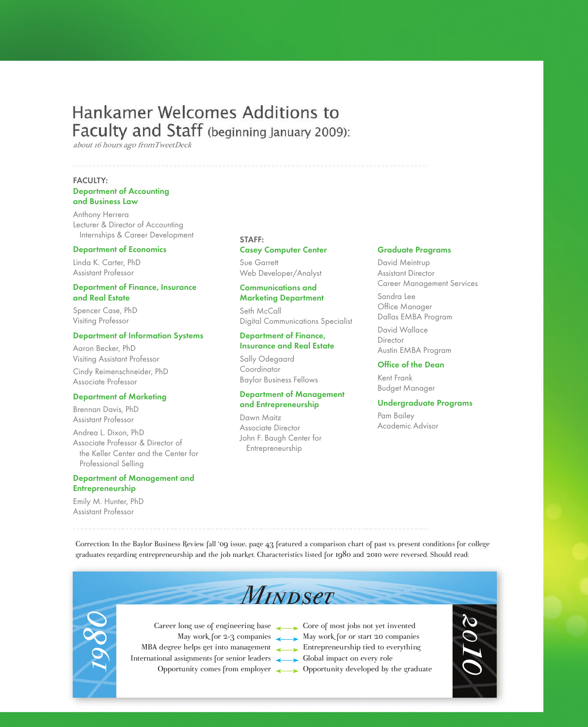# Hankamer Welcomes Additions to Faculty and Staff (beginning January 2009):

*about 16 hours ago fromTweetDeck*

**FACULTY:**

### Department of Accounting and Business Law

Anthony Herrera
Lecturer & Director of Accounting Internships & Career Development

### Department of Economics

Linda K. Carter, PhD
Assistant Professor

### Department of Finance, Insurance and Real Estate

Spencer Case, PhD
Visiting Professor

### Department of Information Systems

Aaron Becker, PhD
Visiting Assistant Professor

Cindy Reimenschneider, PhD
Associate Professor

### Department of Marketing

Brennan Davis, PhD
Assistant Professor

Andrea L. Dixon, PhD
Associate Professor & Director of the Keller Center and the Center for Professional Selling

### Department of Management and Entrepreneurship

Emily M. Hunter, PhD
Assistant Professor

**STAFF:**

### Casey Computer Center

Sue Garrett
Web Developer/Analyst

### Communications and Marketing Department

Seth McCall
Digital Communications Specialist

### Department of Finance, Insurance and Real Estate

Sally Odegaard
Coordinator
Baylor Business Fellows

### Department of Management and Entrepreneurship

Dawn Maitz
Associate Director
John F. Baugh Center for Entrepreneurship

### Graduate Programs

David Meintrup
Assistant Director
Career Management Services

Sandra Lee
Office Manager
Dallas EMBA Program

David Wallace
Director
Austin EMBA Program

### Office of the Dean

Kent Frank
Budget Manager

### Undergraduate Programs

Pam Bailey
Academic Advisor

Correction: In the Baylor Business Review fall '09 issue, page 43 featured a comparison chart of past vs. present conditions for college graduates regarding entrepreneurship and the job market. Characteristics listed for 1980 and 2010 were reversed. Should read:

Mindset

1980

Career long use of engineering base ↔ Core of most jobs not yet invented

May work for 2-3 companies ↔ May work for or start 20 companies

MBA degree helps get into management ↔ Entrepreneurship tied to everything

International assignments for senior leaders ↔ Global impact on every role

Opportunity comes from employer ↔ Opportunity developed by the graduate

2010